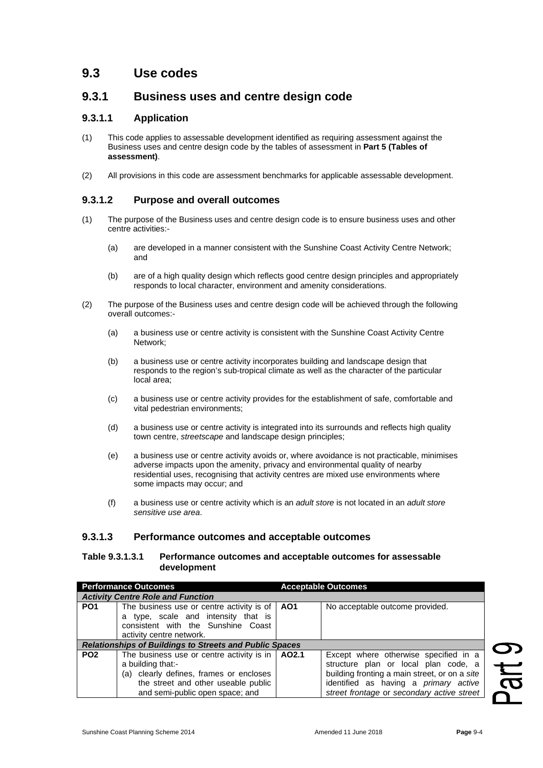## 9.3 Use codes

### 9.3.1 Business uses and centre design code

#### 9.3.1.1 Application

(1) This code applies to assessable development identified as requiring assessment against the Business uses and centre design code by the tables of assessment in **Part 5 (Tables of assessment)**.

(2) All provisions in this code are assessment benchmarks for applicable assessable development.

#### 9.3.1.2 Purpose and overall outcomes

(1) The purpose of the Business uses and centre design code is to ensure business uses and other centre activities:-

(a) are developed in a manner consistent with the Sunshine Coast Activity Centre Network; and

(b) are of a high quality design which reflects good centre design principles and appropriately responds to local character, environment and amenity considerations.

(2) The purpose of the Business uses and centre design code will be achieved through the following overall outcomes:-

(a) a business use or centre activity is consistent with the Sunshine Coast Activity Centre Network;

(b) a business use or centre activity incorporates building and landscape design that responds to the region's sub-tropical climate as well as the character of the particular local area;

(c) a business use or centre activity provides for the establishment of safe, comfortable and vital pedestrian environments;

(d) a business use or centre activity is integrated into its surrounds and reflects high quality town centre, *streetscape* and landscape design principles;

(e) a business use or centre activity avoids or, where avoidance is not practicable, minimises adverse impacts upon the amenity, privacy and environmental quality of nearby residential uses, recognising that activity centres are mixed use environments where some impacts may occur; and

(f) a business use or centre activity which is an *adult store* is not located in an *adult store sensitive use area*.

#### 9.3.1.3 Performance outcomes and acceptable outcomes

**Table 9.3.1.3.1 Performance outcomes and acceptable outcomes for assessable development**

| Performance Outcomes | | Acceptable Outcomes | |
|---|---|---|---|
| ***Activity Centre Role and Function*** | | | |
| **PO1** | The business use or centre activity is of a type, scale and intensity that is consistent with the Sunshine Coast activity centre network. | **AO1** | No acceptable outcome provided. |
| ***Relationships of Buildings to Streets and Public Spaces*** | | | |
| **PO2** | The business use or centre activity is in a building that:-<br>(a) clearly defines, frames or encloses the street and other useable public and semi-public open space; and | **AO2.1** | Except where otherwise specified in a structure plan or local plan code, a building fronting a main street, or on a *site* identified as having a *primary active street frontage* or *secondary active street* |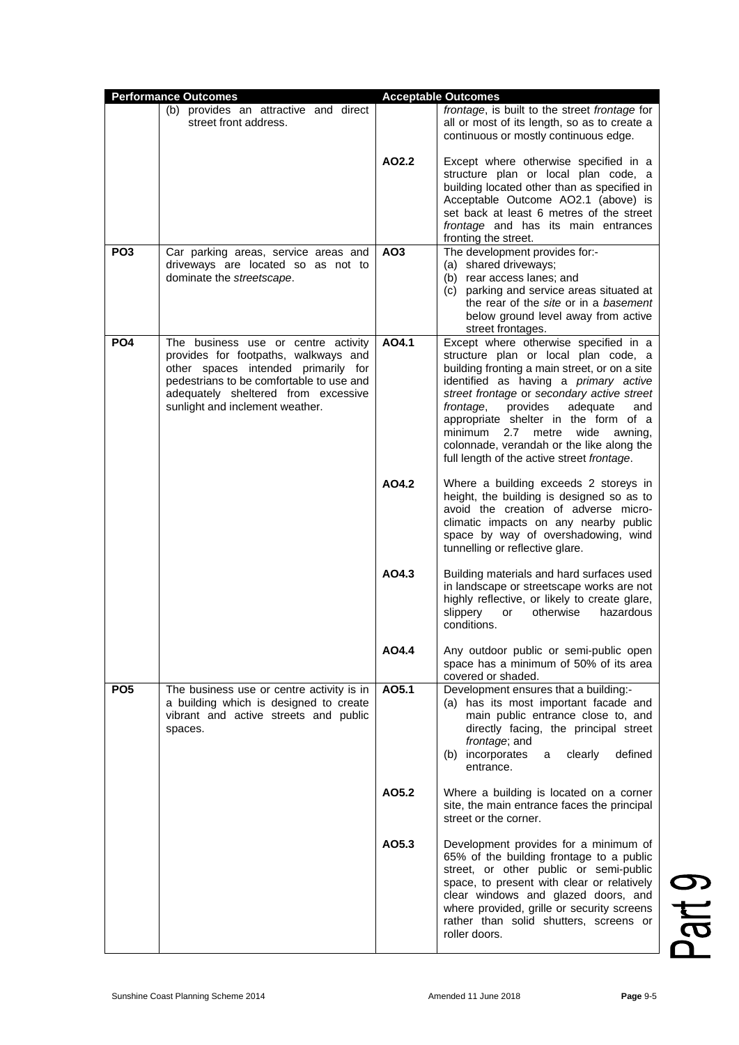| Performance Outcomes | | Acceptable Outcomes | |
|---|---|---|---|
| | (b) provides an attractive and direct street front address. | | *frontage*, is built to the street *frontage* for all or most of its length, so as to create a continuous or mostly continuous edge. |
| | | **AO2.2** | Except where otherwise specified in a structure plan or local plan code, a building located other than as specified in Acceptable Outcome AO2.1 (above) is set back at least 6 metres of the street *frontage* and has its main entrances fronting the street. |
| **PO3** | Car parking areas, service areas and driveways are located so as not to dominate the *streetscape*. | **AO3** | The development provides for:-<br>(a) shared driveways;<br>(b) rear access lanes; and<br>(c) parking and service areas situated at the rear of the *site* or in a *basement* below ground level away from active street frontages. |
| **PO4** | The business use or centre activity provides for footpaths, walkways and other spaces intended primarily for pedestrians to be comfortable to use and adequately sheltered from excessive sunlight and inclement weather. | **AO4.1** | Except where otherwise specified in a structure plan or local plan code, a building fronting a main street, or on a site identified as having a *primary active street frontage* or *secondary active street frontage*, provides adequate and appropriate shelter in the form of a minimum 2.7 metre wide awning, colonnade, verandah or the like along the full length of the active street *frontage*. |
| | | **AO4.2** | Where a building exceeds 2 storeys in height, the building is designed so as to avoid the creation of adverse micro-climatic impacts on any nearby public space by way of overshadowing, wind tunnelling or reflective glare. |
| | | **AO4.3** | Building materials and hard surfaces used in landscape or streetscape works are not highly reflective, or likely to create glare, slippery or otherwise hazardous conditions. |
| | | **AO4.4** | Any outdoor public or semi-public open space has a minimum of 50% of its area covered or shaded. |
| **PO5** | The business use or centre activity is in a building which is designed to create vibrant and active streets and public spaces. | **AO5.1** | Development ensures that a building:-<br>(a) has its most important facade and main public entrance close to, and directly facing, the principal street *frontage*; and<br>(b) incorporates a clearly defined entrance. |
| | | **AO5.2** | Where a building is located on a corner site, the main entrance faces the principal street or the corner. |
| | | **AO5.3** | Development provides for a minimum of 65% of the building frontage to a public street, or other public or semi-public space, to present with clear or relatively clear windows and glazed doors, and where provided, grille or security screens rather than solid shutters, screens or roller doors. |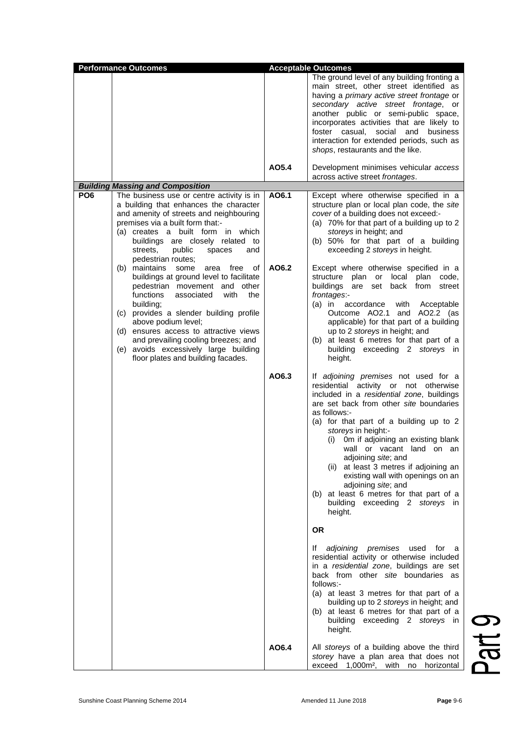| Performance Outcomes | | Acceptable Outcomes | |
|---|---|---|---|
| | | | The ground level of any building fronting a main street, other street identified as having a *primary active street frontage* or *secondary active street frontage*, or another public or semi-public space, incorporates activities that are likely to foster casual, social and business interaction for extended periods, such as *shops*, restaurants and the like. |
| | | AO5.4 | Development minimises vehicular *access* across active street *frontages*. |
| ***Building Massing and Composition*** | | | |
| **PO6** | The business use or centre activity is in a building that enhances the character and amenity of streets and neighbouring premises via a built form that:-<br>(a) creates a built form in which buildings are closely related to streets, public spaces and pedestrian routes;<br>(b) maintains some area free of buildings at ground level to facilitate pedestrian movement and other functions associated with the building;<br>(c) provides a slender building profile above podium level;<br>(d) ensures access to attractive views and prevailing cooling breezes; and<br>(e) avoids excessively large building floor plates and building facades. | **AO6.1** | Except where otherwise specified in a structure plan or local plan code, the *site cover* of a building does not exceed:-<br>(a) 70% for that part of a building up to 2 *storeys* in height; and<br>(b) 50% for that part of a building exceeding 2 *storeys* in height. |
| | | **AO6.2** | Except where otherwise specified in a structure plan or local plan code, buildings are set back from street *frontages*:-<br>(a) in accordance with Acceptable Outcome AO2.1 and AO2.2 (as applicable) for that part of a building up to 2 *storeys* in height; and<br>(b) at least 6 metres for that part of a building exceeding 2 *storeys* in height. |
| | | **AO6.3** | If *adjoining premises* not used for a residential activity or not otherwise included in a *residential zone*, buildings are set back from other *site* boundaries as follows:-<br>(a) for that part of a building up to 2 *storeys* in height:-<br>(i) 0m if adjoining an existing blank wall or vacant land on an adjoining *site*; and<br>(ii) at least 3 metres if adjoining an existing wall with openings on an adjoining *site*; and<br>(b) at least 6 metres for that part of a building exceeding 2 *storeys* in height.<br><br>**OR**<br><br>If *adjoining premises* used for a residential activity or otherwise included in a *residential zone*, buildings are set back from other *site* boundaries as follows:-<br>(a) at least 3 metres for that part of a building up to 2 *storeys* in height; and<br>(b) at least 6 metres for that part of a building exceeding 2 *storeys* in height. |
| | | **AO6.4** | All *storeys* of a building above the third *storey* have a plan area that does not exceed 1,000m², with no horizontal |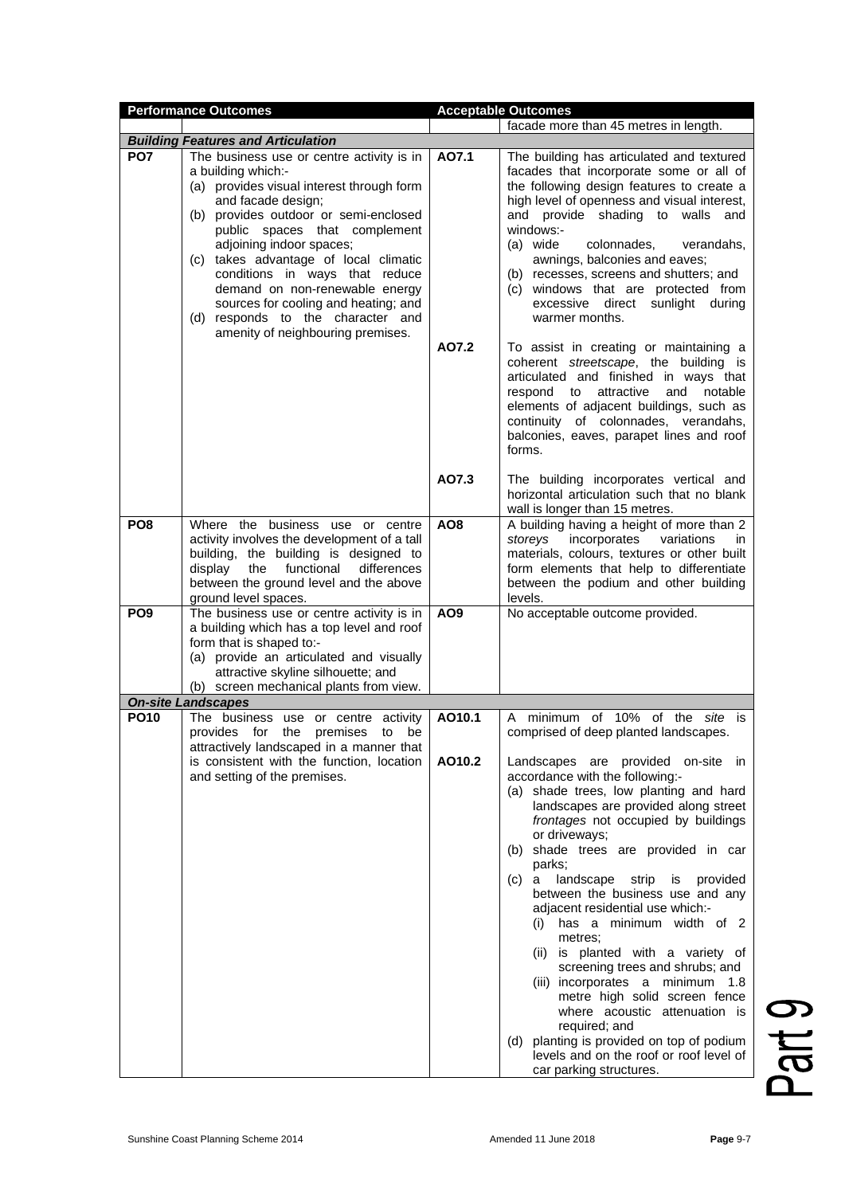| Performance Outcomes | | Acceptable Outcomes | |
|---|---|---|---|
| | | | facade more than 45 metres in length. |
| ***Building Features and Articulation*** | | | |
| **PO7** | The business use or centre activity is in a building which:-<br>(a) provides visual interest through form and facade design;<br>(b) provides outdoor or semi-enclosed public spaces that complement adjoining indoor spaces;<br>(c) takes advantage of local climatic conditions in ways that reduce demand on non-renewable energy sources for cooling and heating; and<br>(d) responds to the character and amenity of neighbouring premises. | **AO7.1** | The building has articulated and textured facades that incorporate some or all of the following design features to create a high level of openness and visual interest, and provide shading to walls and windows:-<br>(a) wide colonnades, verandahs, awnings, balconies and eaves;<br>(b) recesses, screens and shutters; and<br>(c) windows that are protected from excessive direct sunlight during warmer months. |
| | | **AO7.2** | To assist in creating or maintaining a coherent *streetscape*, the building is articulated and finished in ways that respond to attractive and notable elements of adjacent buildings, such as continuity of colonnades, verandahs, balconies, eaves, parapet lines and roof forms. |
| | | **AO7.3** | The building incorporates vertical and horizontal articulation such that no blank wall is longer than 15 metres. |
| **PO8** | Where the business use or centre activity involves the development of a tall building, the building is designed to display the functional differences between the ground level and the above ground level spaces. | **AO8** | A building having a height of more than 2 *storeys* incorporates variations in materials, colours, textures or other built form elements that help to differentiate between the podium and other building levels. |
| **PO9** | The business use or centre activity is in a building which has a top level and roof form that is shaped to:-<br>(a) provide an articulated and visually attractive skyline silhouette; and<br>(b) screen mechanical plants from view. | **AO9** | No acceptable outcome provided. |
| ***On-site Landscapes*** | | | |
| **PO10** | The business use or centre activity provides for the premises to be attractively landscaped in a manner that is consistent with the function, location and setting of the premises. | **AO10.1** | A minimum of 10% of the *site* is comprised of deep planted landscapes. |
| | | **AO10.2** | Landscapes are provided on-site in accordance with the following:-<br>(a) shade trees, low planting and hard landscapes are provided along street *frontages* not occupied by buildings or driveways;<br>(b) shade trees are provided in car parks;<br>(c) a landscape strip is provided between the business use and any adjacent residential use which:-<br>(i) has a minimum width of 2 metres;<br>(ii) is planted with a variety of screening trees and shrubs; and<br>(iii) incorporates a minimum 1.8 metre high solid screen fence where acoustic attenuation is required; and<br>(d) planting is provided on top of podium levels and on the roof or roof level of car parking structures. |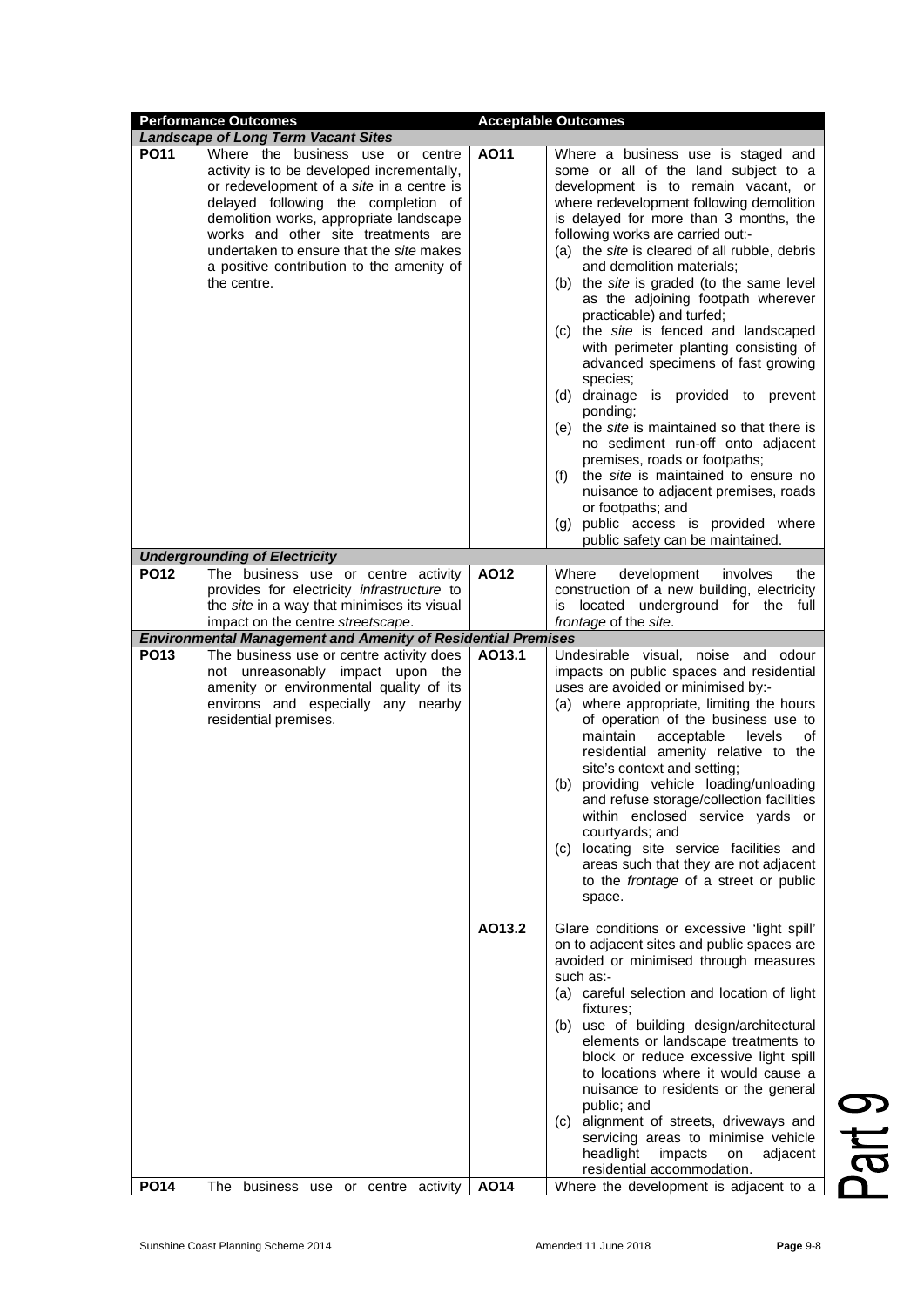| Performance Outcomes | | Acceptable Outcomes | |
|---|---|---|---|
| ***Landscape of Long Term Vacant Sites*** | | | |
| **PO11** | Where the business use or centre activity is to be developed incrementally, or redevelopment of a *site* in a centre is delayed following the completion of demolition works, appropriate landscape works and other site treatments are undertaken to ensure that the *site* makes a positive contribution to the amenity of the centre. | **AO11** | Where a business use is staged and some or all of the land subject to a development is to remain vacant, or where redevelopment following demolition is delayed for more than 3 months, the following works are carried out:-<br>(a) the *site* is cleared of all rubble, debris and demolition materials;<br>(b) the *site* is graded (to the same level as the adjoining footpath wherever practicable) and turfed;<br>(c) the *site* is fenced and landscaped with perimeter planting consisting of advanced specimens of fast growing species;<br>(d) drainage is provided to prevent ponding;<br>(e) the *site* is maintained so that there is no sediment run-off onto adjacent premises, roads or footpaths;<br>(f) the *site* is maintained to ensure no nuisance to adjacent premises, roads or footpaths; and<br>(g) public access is provided where public safety can be maintained. |
| ***Undergrounding of Electricity*** | | | |
| **PO12** | The business use or centre activity provides for electricity *infrastructure* to the *site* in a way that minimises its visual impact on the centre *streetscape*. | **AO12** | Where development involves the construction of a new building, electricity is located underground for the full *frontage* of the *site*. |
| ***Environmental Management and Amenity of Residential Premises*** | | | |
| **PO13** | The business use or centre activity does not unreasonably impact upon the amenity or environmental quality of its environs and especially any nearby residential premises. | **AO13.1** | Undesirable visual, noise and odour impacts on public spaces and residential uses are avoided or minimised by:-<br>(a) where appropriate, limiting the hours of operation of the business use to maintain acceptable levels of residential amenity relative to the site's context and setting;<br>(b) providing vehicle loading/unloading and refuse storage/collection facilities within enclosed service yards or courtyards; and<br>(c) locating site service facilities and areas such that they are not adjacent to the *frontage* of a street or public space. |
| | | **AO13.2** | Glare conditions or excessive 'light spill' on to adjacent sites and public spaces are avoided or minimised through measures such as:-<br>(a) careful selection and location of light fixtures;<br>(b) use of building design/architectural elements or landscape treatments to block or reduce excessive light spill to locations where it would cause a nuisance to residents or the general public; and<br>(c) alignment of streets, driveways and servicing areas to minimise vehicle headlight impacts on adjacent residential accommodation. |
| **PO14** | The business use or centre activity | **AO14** | Where the development is adjacent to a |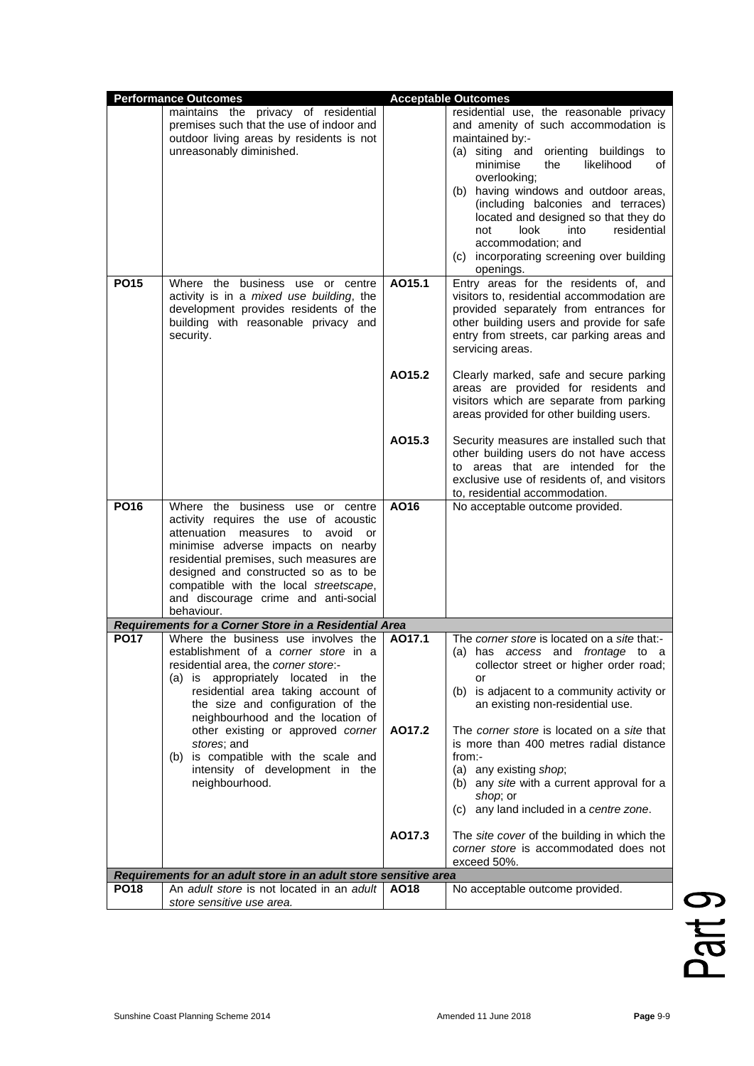| Performance Outcomes | | Acceptable Outcomes | |
|---|---|---|---|
| | maintains the privacy of residential premises such that the use of indoor and outdoor living areas by residents is not unreasonably diminished. | | residential use, the reasonable privacy and amenity of such accommodation is maintained by:-<br>(a) siting and orienting buildings to minimise the likelihood of overlooking;<br>(b) having windows and outdoor areas, (including balconies and terraces) located and designed so that they do not look into residential accommodation; and<br>(c) incorporating screening over building openings. |
| **PO15** | Where the business use or centre activity is in a *mixed use building*, the development provides residents of the building with reasonable privacy and security. | **AO15.1** | Entry areas for the residents of, and visitors to, residential accommodation are provided separately from entrances for other building users and provide for safe entry from streets, car parking areas and servicing areas. |
| | | **AO15.2** | Clearly marked, safe and secure parking areas are provided for residents and visitors which are separate from parking areas provided for other building users. |
| | | **AO15.3** | Security measures are installed such that other building users do not have access to areas that are intended for the exclusive use of residents of, and visitors to, residential accommodation. |
| **PO16** | Where the business use or centre activity requires the use of acoustic attenuation measures to avoid or minimise adverse impacts on nearby residential premises, such measures are designed and constructed so as to be compatible with the local *streetscape*, and discourage crime and anti-social behaviour. | **AO16** | No acceptable outcome provided. |
| ***Requirements for a Corner Store in a Residential Area*** | | | |
| **PO17** | Where the business use involves the establishment of a *corner store* in a residential area, the *corner store*:-<br>(a) is appropriately located in the residential area taking account of the size and configuration of the neighbourhood and the location of other existing or approved *corner stores*; and<br>(b) is compatible with the scale and intensity of development in the neighbourhood. | **AO17.1** | The *corner store* is located on a *site* that:-<br>(a) has *access* and *frontage* to a collector street or higher order road; or<br>(b) is adjacent to a community activity or an existing non-residential use. |
| | | **AO17.2** | The *corner store* is located on a *site* that is more than 400 metres radial distance from:-<br>(a) any existing *shop*;<br>(b) any *site* with a current approval for a *shop*; or<br>(c) any land included in a *centre zone*. |
| | | **AO17.3** | The *site cover* of the building in which the *corner store* is accommodated does not exceed 50%. |
| ***Requirements for an adult store in an adult store sensitive area*** | | | |
| **PO18** | An *adult store* is not located in an *adult store sensitive use area.* | **AO18** | No acceptable outcome provided. |